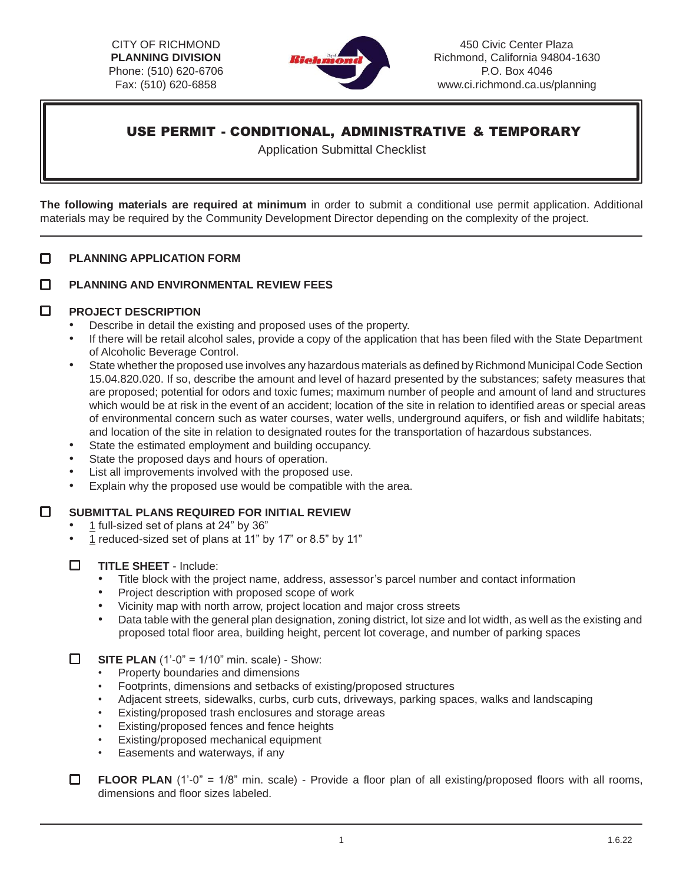CITY OF RICHMOND
**PLANNING DIVISION**
Phone: (510) 620-6706
Fax: (510) 620-6858

450 Civic Center Plaza
Richmond, California 94804-1630
P.O. Box 4046
www.ci.richmond.ca.us/planning

# USE PERMIT - CONDITIONAL, ADMINISTRATIVE & TEMPORARY

Application Submittal Checklist

**The following materials are required at minimum** in order to submit a conditional use permit application. Additional materials may be required by the Community Development Director depending on the complexity of the project.

- [ ] **PLANNING APPLICATION FORM**

- [ ] **PLANNING AND ENVIRONMENTAL REVIEW FEES**

- [ ] **PROJECT DESCRIPTION**
  - Describe in detail the existing and proposed uses of the property.
  - If there will be retail alcohol sales, provide a copy of the application that has been filed with the State Department of Alcoholic Beverage Control.
  - State whether the proposed use involves any hazardous materials as defined by Richmond Municipal Code Section 15.04.820.020. If so, describe the amount and level of hazard presented by the substances; safety measures that are proposed; potential for odors and toxic fumes; maximum number of people and amount of land and structures which would be at risk in the event of an accident; location of the site in relation to identified areas or special areas of environmental concern such as water courses, water wells, underground aquifers, or fish and wildlife habitats; and location of the site in relation to designated routes for the transportation of hazardous substances.
  - State the estimated employment and building occupancy.
  - State the proposed days and hours of operation.
  - List all improvements involved with the proposed use.
  - Explain why the proposed use would be compatible with the area.

- [ ] **SUBMITTAL PLANS REQUIRED FOR INITIAL REVIEW**
  - 1 full-sized set of plans at 24" by 36"
  - 1 reduced-sized set of plans at 11" by 17" or 8.5" by 11"

  - [ ] **TITLE SHEET** - Include:
    - Title block with the project name, address, assessor's parcel number and contact information
    - Project description with proposed scope of work
    - Vicinity map with north arrow, project location and major cross streets
    - Data table with the general plan designation, zoning district, lot size and lot width, as well as the existing and proposed total floor area, building height, percent lot coverage, and number of parking spaces

  - [ ] **SITE PLAN** (1'-0" = 1/10" min. scale) - Show:
    - Property boundaries and dimensions
    - Footprints, dimensions and setbacks of existing/proposed structures
    - Adjacent streets, sidewalks, curbs, curb cuts, driveways, parking spaces, walks and landscaping
    - Existing/proposed trash enclosures and storage areas
    - Existing/proposed fences and fence heights
    - Existing/proposed mechanical equipment
    - Easements and waterways, if any

  - [ ] **FLOOR PLAN** (1'-0" = 1/8" min. scale) - Provide a floor plan of all existing/proposed floors with all rooms, dimensions and floor sizes labeled.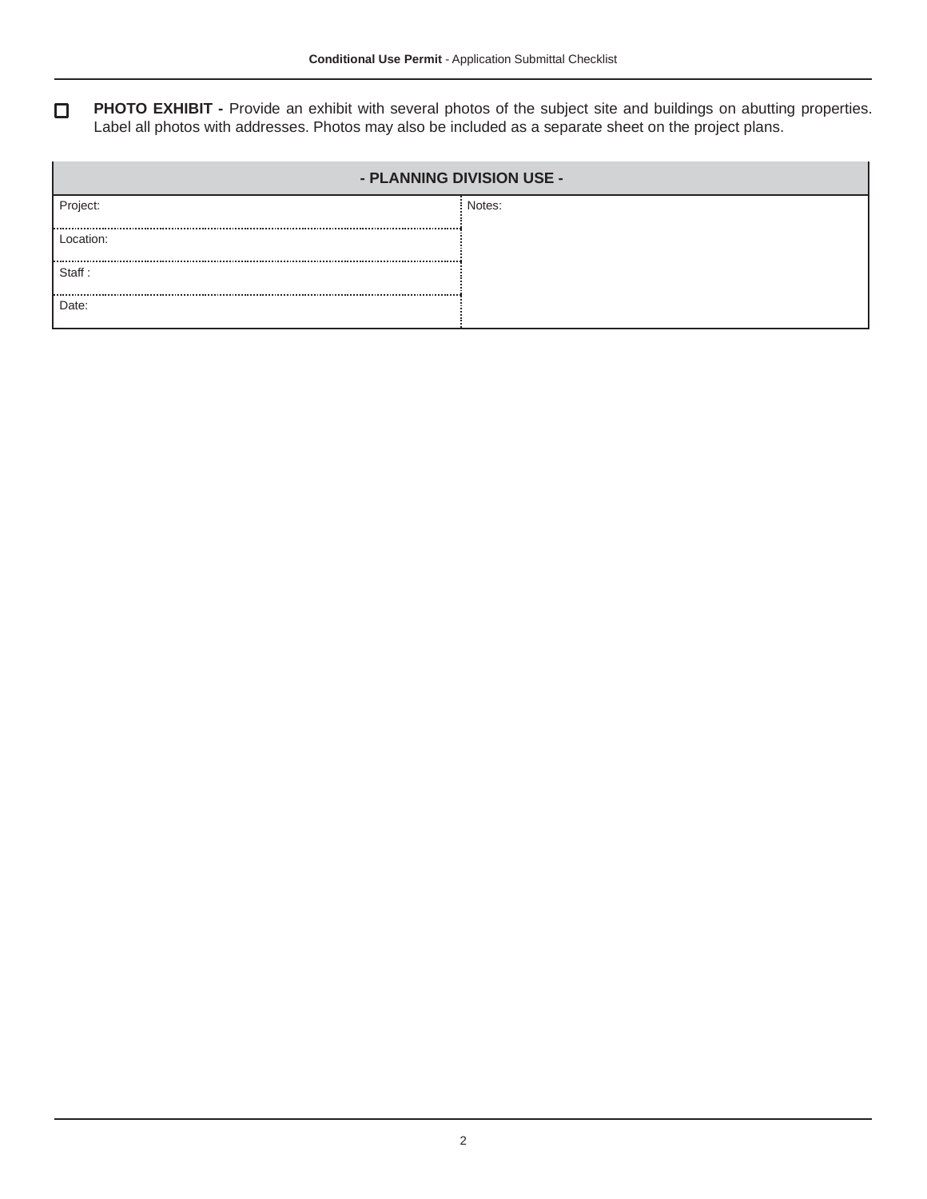- [ ] **PHOTO EXHIBIT -** Provide an exhibit with several photos of the subject site and buildings on abutting properties. Label all photos with addresses. Photos may also be included as a separate sheet on the project plans.

| - PLANNING DIVISION USE - | |
|---|---|
| Project: | Notes: |
| Location: | |
| Staff : | |
| Date: | |